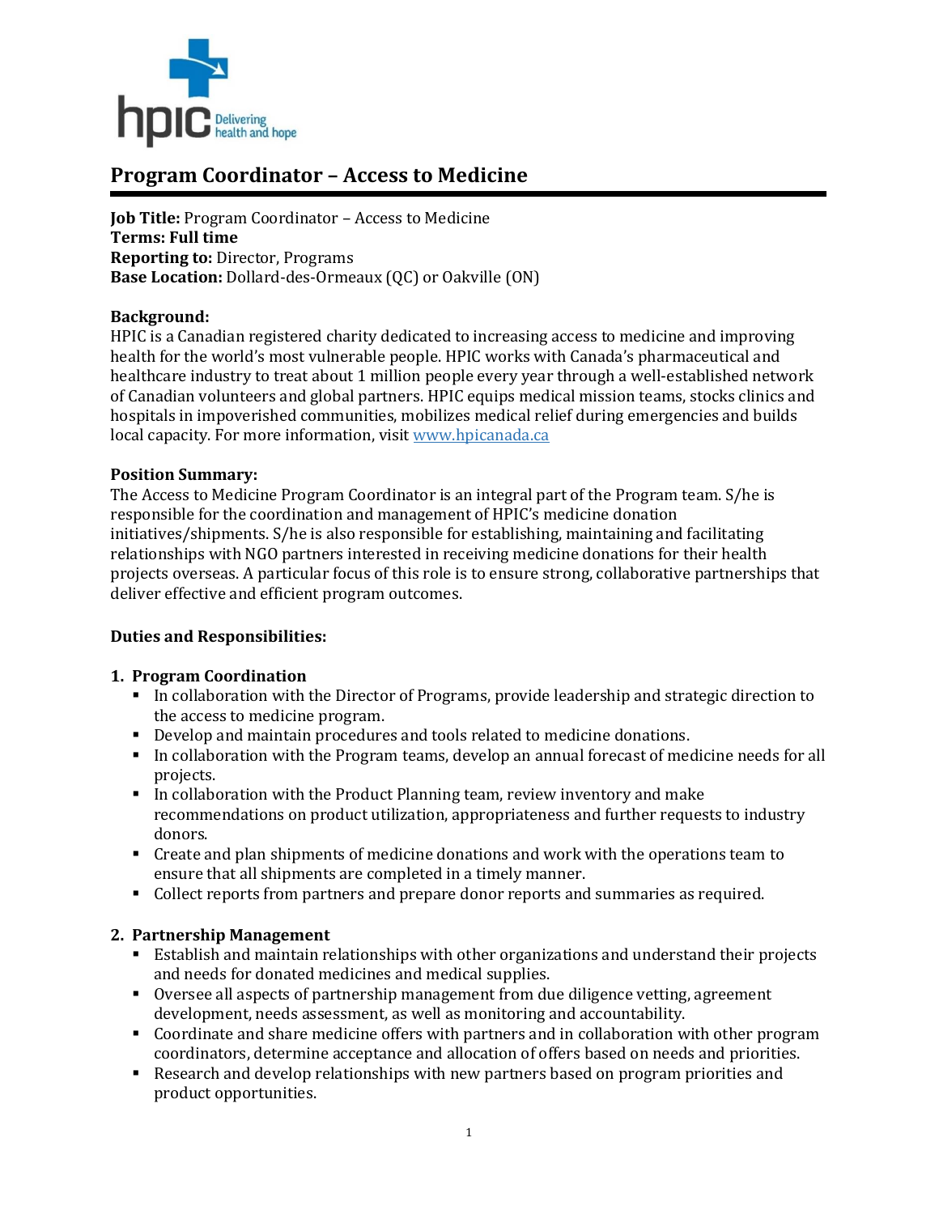# Program Coordinator – Access to Medicine

**Job Title:** Program Coordinator – Access to Medicine
**Terms: Full time**
**Reporting to:** Director, Programs
**Base Location:** Dollard-des-Ormeaux (QC) or Oakville (ON)

**Background:**
HPIC is a Canadian registered charity dedicated to increasing access to medicine and improving health for the world's most vulnerable people. HPIC works with Canada's pharmaceutical and healthcare industry to treat about 1 million people every year through a well-established network of Canadian volunteers and global partners. HPIC equips medical mission teams, stocks clinics and hospitals in impoverished communities, mobilizes medical relief during emergencies and builds local capacity. For more information, visit [www.hpicanada.ca](www.hpicanada.ca)

**Position Summary:**
The Access to Medicine Program Coordinator is an integral part of the Program team. S/he is responsible for the coordination and management of HPIC's medicine donation initiatives/shipments. S/he is also responsible for establishing, maintaining and facilitating relationships with NGO partners interested in receiving medicine donations for their health projects overseas. A particular focus of this role is to ensure strong, collaborative partnerships that deliver effective and efficient program outcomes.

**Duties and Responsibilities:**

1. **Program Coordination**
   - In collaboration with the Director of Programs, provide leadership and strategic direction to the access to medicine program.
   - Develop and maintain procedures and tools related to medicine donations.
   - In collaboration with the Program teams, develop an annual forecast of medicine needs for all projects.
   - In collaboration with the Product Planning team, review inventory and make recommendations on product utilization, appropriateness and further requests to industry donors.
   - Create and plan shipments of medicine donations and work with the operations team to ensure that all shipments are completed in a timely manner.
   - Collect reports from partners and prepare donor reports and summaries as required.

2. **Partnership Management**
   - Establish and maintain relationships with other organizations and understand their projects and needs for donated medicines and medical supplies.
   - Oversee all aspects of partnership management from due diligence vetting, agreement development, needs assessment, as well as monitoring and accountability.
   - Coordinate and share medicine offers with partners and in collaboration with other program coordinators, determine acceptance and allocation of offers based on needs and priorities.
   - Research and develop relationships with new partners based on program priorities and product opportunities.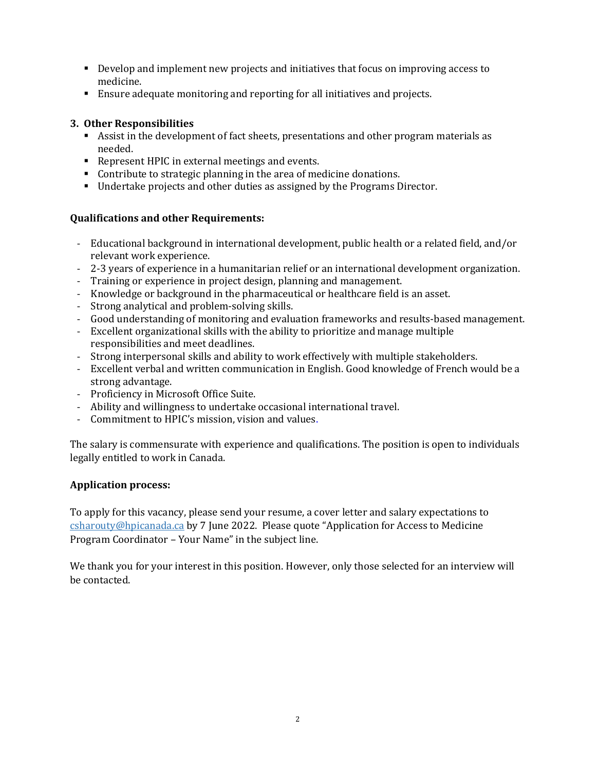- Develop and implement new projects and initiatives that focus on improving access to medicine.
- Ensure adequate monitoring and reporting for all initiatives and projects.

### 3. Other Responsibilities

- Assist in the development of fact sheets, presentations and other program materials as needed.
- Represent HPIC in external meetings and events.
- Contribute to strategic planning in the area of medicine donations.
- Undertake projects and other duties as assigned by the Programs Director.

### Qualifications and other Requirements:

- Educational background in international development, public health or a related field, and/or relevant work experience.
- 2-3 years of experience in a humanitarian relief or an international development organization.
- Training or experience in project design, planning and management.
- Knowledge or background in the pharmaceutical or healthcare field is an asset.
- Strong analytical and problem-solving skills.
- Good understanding of monitoring and evaluation frameworks and results-based management.
- Excellent organizational skills with the ability to prioritize and manage multiple responsibilities and meet deadlines.
- Strong interpersonal skills and ability to work effectively with multiple stakeholders.
- Excellent verbal and written communication in English. Good knowledge of French would be a strong advantage.
- Proficiency in Microsoft Office Suite.
- Ability and willingness to undertake occasional international travel.
- Commitment to HPIC's mission, vision and values.

The salary is commensurate with experience and qualifications. The position is open to individuals legally entitled to work in Canada.

### Application process:

To apply for this vacancy, please send your resume, a cover letter and salary expectations to csharouty@hpicanada.ca by 7 June 2022. Please quote "Application for Access to Medicine Program Coordinator – Your Name" in the subject line.

We thank you for your interest in this position. However, only those selected for an interview will be contacted.